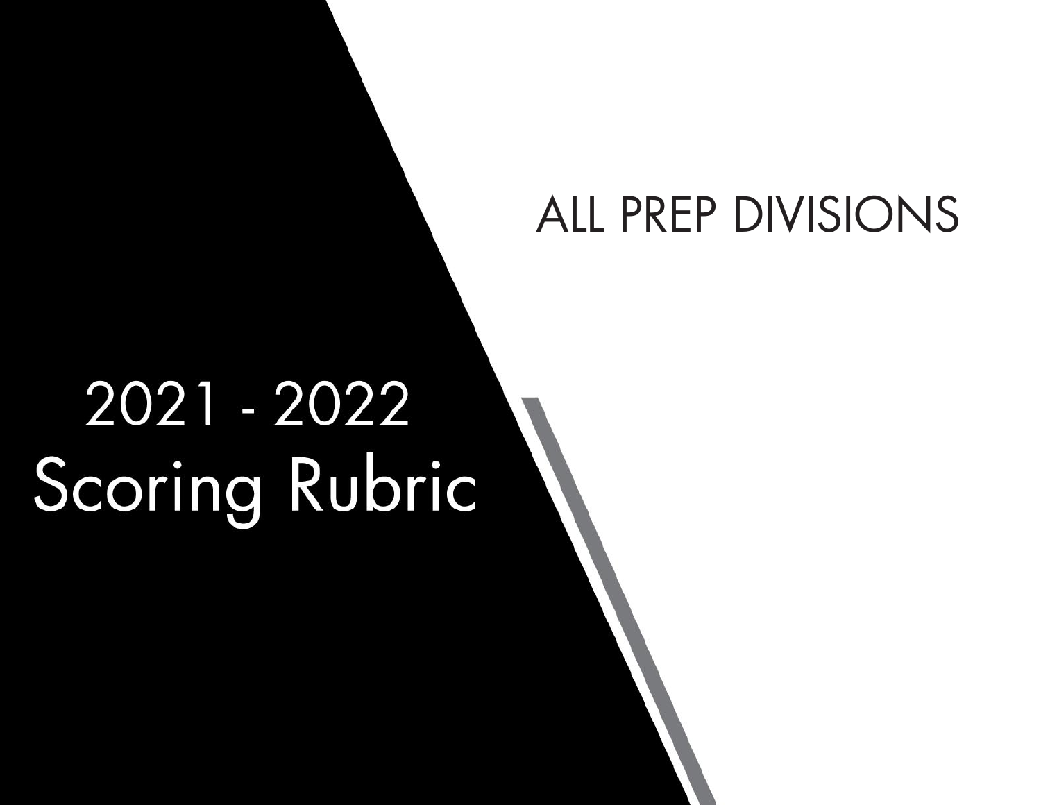# 2021 - 2022 Scoring Rubric

## ALL PREP DIVISIONS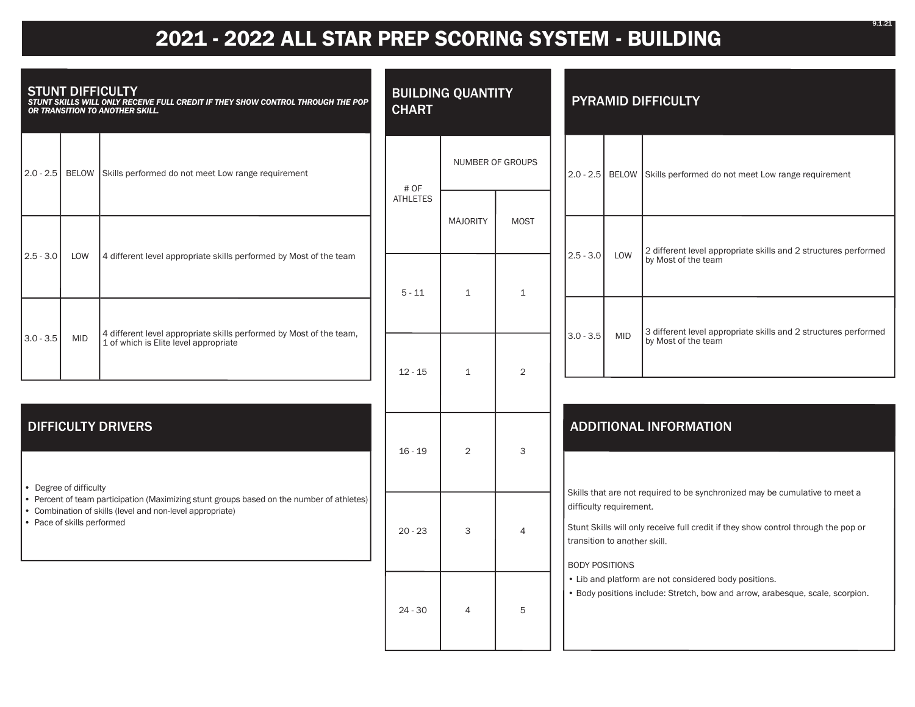# 2021 - 2022 ALL STAR PREP SCORING SYSTEM - BUILDING

## STUNT DIFFICULTY

***STUNT SKILLS WILL ONLY RECEIVE FULL CREDIT IF THEY SHOW CONTROL THROUGH THE POP OR TRANSITION TO ANOTHER SKILL.***

| | | |
|---|---|---|
| 2.0 - 2.5 | BELOW | Skills performed do not meet Low range requirement |
| 2.5 - 3.0 | LOW | 4 different level appropriate skills performed by Most of the team |
| 3.0 - 3.5 | MID | 4 different level appropriate skills performed by Most of the team, 1 of which is Elite level appropriate |

## DIFFICULTY DRIVERS

- Degree of difficulty
- Percent of team participation (Maximizing stunt groups based on the number of athletes)
- Combination of skills (level and non-level appropriate)
- Pace of skills performed

## BUILDING QUANTITY CHART

| # OF ATHLETES | NUMBER OF GROUPS | |
|---|---|---|
| | MAJORITY | MOST |
| 5 - 11 | 1 | 1 |
| 12 - 15 | 1 | 2 |
| 16 - 19 | 2 | 3 |
| 20 - 23 | 3 | 4 |
| 24 - 30 | 4 | 5 |

## PYRAMID DIFFICULTY

| | | |
|---|---|---|
| 2.0 - 2.5 | BELOW | Skills performed do not meet Low range requirement |
| 2.5 - 3.0 | LOW | 2 different level appropriate skills and 2 structures performed by Most of the team |
| 3.0 - 3.5 | MID | 3 different level appropriate skills and 2 structures performed by Most of the team |

## ADDITIONAL INFORMATION

Skills that are not required to be synchronized may be cumulative to meet a difficulty requirement.

Stunt Skills will only receive full credit if they show control through the pop or transition to another skill.

BODY POSITIONS

- Lib and platform are not considered body positions.
- Body positions include: Stretch, bow and arrow, arabesque, scale, scorpion.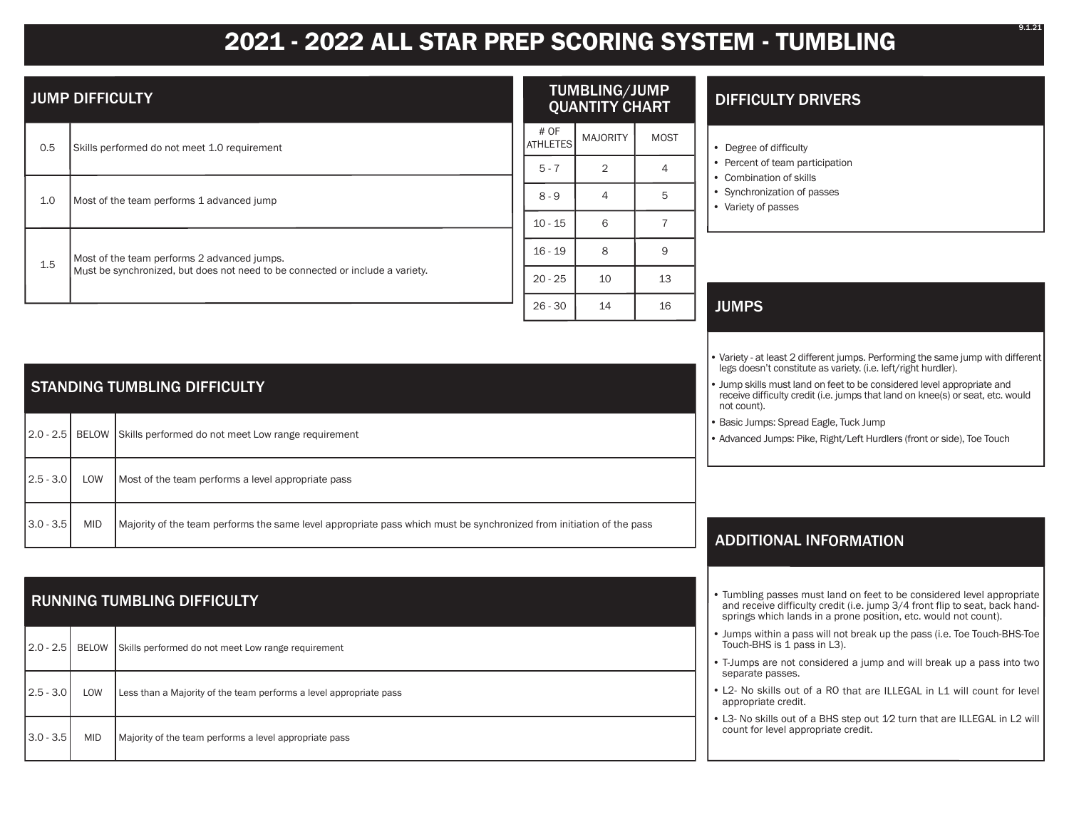# 2021 - 2022 ALL STAR PREP SCORING SYSTEM - TUMBLING

## JUMP DIFFICULTY

| | |
|---|---|
| 0.5 | Skills performed do not meet 1.0 requirement |
| 1.0 | Most of the team performs 1 advanced jump |
| 1.5 | Most of the team performs 2 advanced jumps. Must be synchronized, but does not need to be connected or include a variety. |

## TUMBLING/JUMP QUANTITY CHART

| # OF ATHLETES | MAJORITY | MOST |
|---|---|---|
| 5 - 7 | 2 | 4 |
| 8 - 9 | 4 | 5 |
| 10 - 15 | 6 | 7 |
| 16 - 19 | 8 | 9 |
| 20 - 25 | 10 | 13 |
| 26 - 30 | 14 | 16 |

## DIFFICULTY DRIVERS

- Degree of difficulty
- Percent of team participation
- Combination of skills
- Synchronization of passes
- Variety of passes

## JUMPS

- Variety - at least 2 different jumps. Performing the same jump with different legs doesn't constitute as variety. (i.e. left/right hurdler).
- Jump skills must land on feet to be considered level appropriate and receive difficulty credit (i.e. jumps that land on knee(s) or seat, etc. would not count).
- Basic Jumps: Spread Eagle, Tuck Jump
- Advanced Jumps: Pike, Right/Left Hurdlers (front or side), Toe Touch

## STANDING TUMBLING DIFFICULTY

| | | |
|---|---|---|
| 2.0 - 2.5 | BELOW | Skills performed do not meet Low range requirement |
| 2.5 - 3.0 | LOW | Most of the team performs a level appropriate pass |
| 3.0 - 3.5 | MID | Majority of the team performs the same level appropriate pass which must be synchronized from initiation of the pass |

## RUNNING TUMBLING DIFFICULTY

| | | |
|---|---|---|
| 2.0 - 2.5 | BELOW | Skills performed do not meet Low range requirement |
| 2.5 - 3.0 | LOW | Less than a Majority of the team performs a level appropriate pass |
| 3.0 - 3.5 | MID | Majority of the team performs a level appropriate pass |

## ADDITIONAL INFORMATION

- Tumbling passes must land on feet to be considered level appropriate and receive difficulty credit (i.e. jump 3/4 front flip to seat, back handsprings which lands in a prone position, etc. would not count).
- Jumps within a pass will not break up the pass (i.e. Toe Touch-BHS-Toe Touch-BHS is 1 pass in L3).
- T-Jumps are not considered a jump and will break up a pass into two separate passes.
- L2- No skills out of a RO that are ILLEGAL in L1 will count for level appropriate credit.
- L3- No skills out of a BHS step out 1/2 turn that are ILLEGAL in L2 will count for level appropriate credit.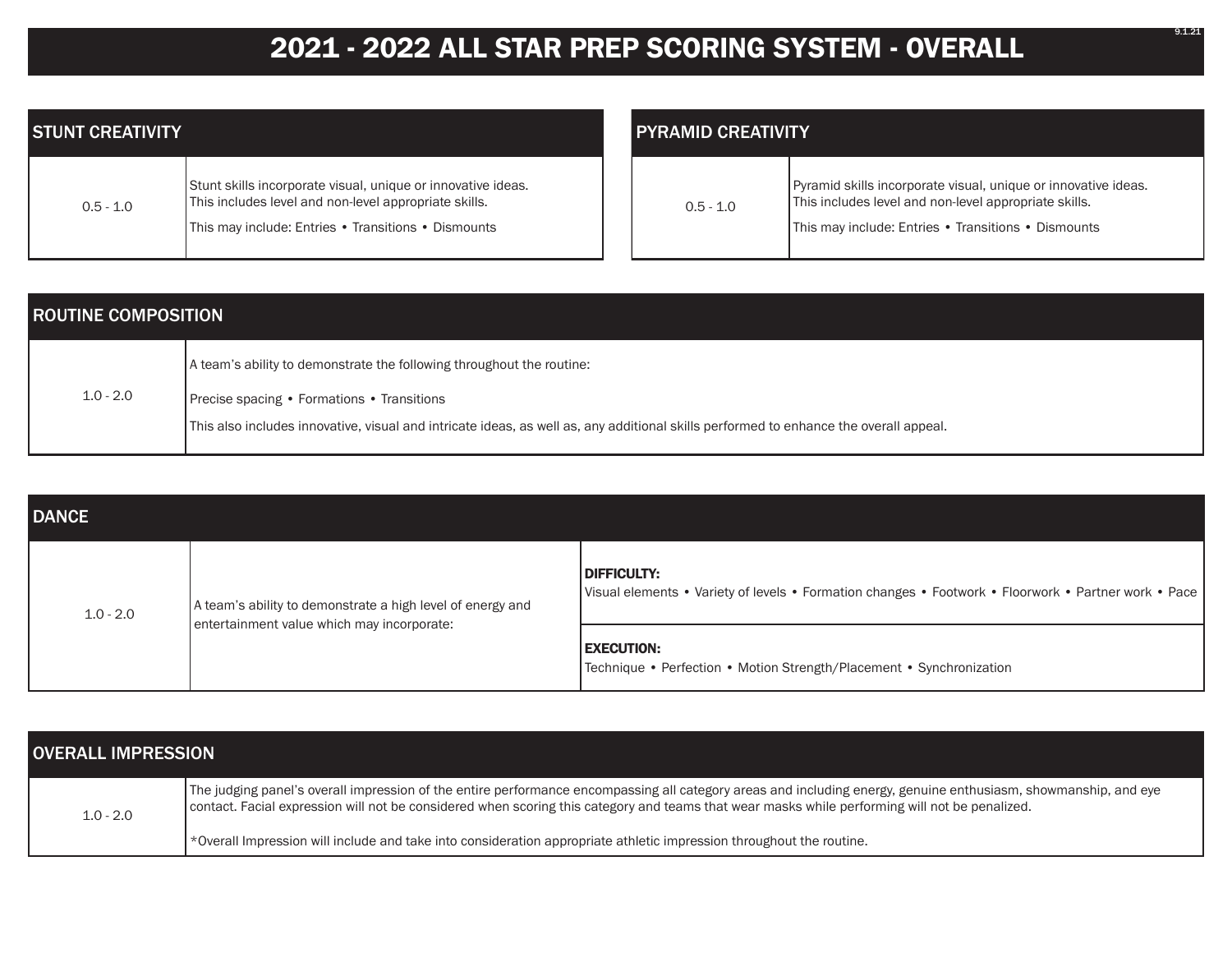# 2021 - 2022 ALL STAR PREP SCORING SYSTEM - OVERALL

## STUNT CREATIVITY

| | |
|---|---|
| 0.5 - 1.0 | Stunt skills incorporate visual, unique or innovative ideas. This includes level and non-level appropriate skills.<br>This may include: Entries • Transitions • Dismounts |

## PYRAMID CREATIVITY

| | |
|---|---|
| 0.5 - 1.0 | Pyramid skills incorporate visual, unique or innovative ideas. This includes level and non-level appropriate skills.<br>This may include: Entries • Transitions • Dismounts |

## ROUTINE COMPOSITION

| | |
|---|---|
| 1.0 - 2.0 | A team's ability to demonstrate the following throughout the routine:<br>Precise spacing • Formations • Transitions<br>This also includes innovative, visual and intricate ideas, as well as, any additional skills performed to enhance the overall appeal. |

## DANCE

| | | |
|---|---|---|
| 1.0 - 2.0 | A team's ability to demonstrate a high level of energy and entertainment value which may incorporate: | **DIFFICULTY:**<br>Visual elements • Variety of levels • Formation changes • Footwork • Floorwork • Partner work • Pace |
| | | **EXECUTION:**<br>Technique • Perfection • Motion Strength/Placement • Synchronization |

## OVERALL IMPRESSION

| | |
|---|---|
| 1.0 - 2.0 | The judging panel's overall impression of the entire performance encompassing all category areas and including energy, genuine enthusiasm, showmanship, and eye contact. Facial expression will not be considered when scoring this category and teams that wear masks while performing will not be penalized.<br>*Overall Impression will include and take into consideration appropriate athletic impression throughout the routine. |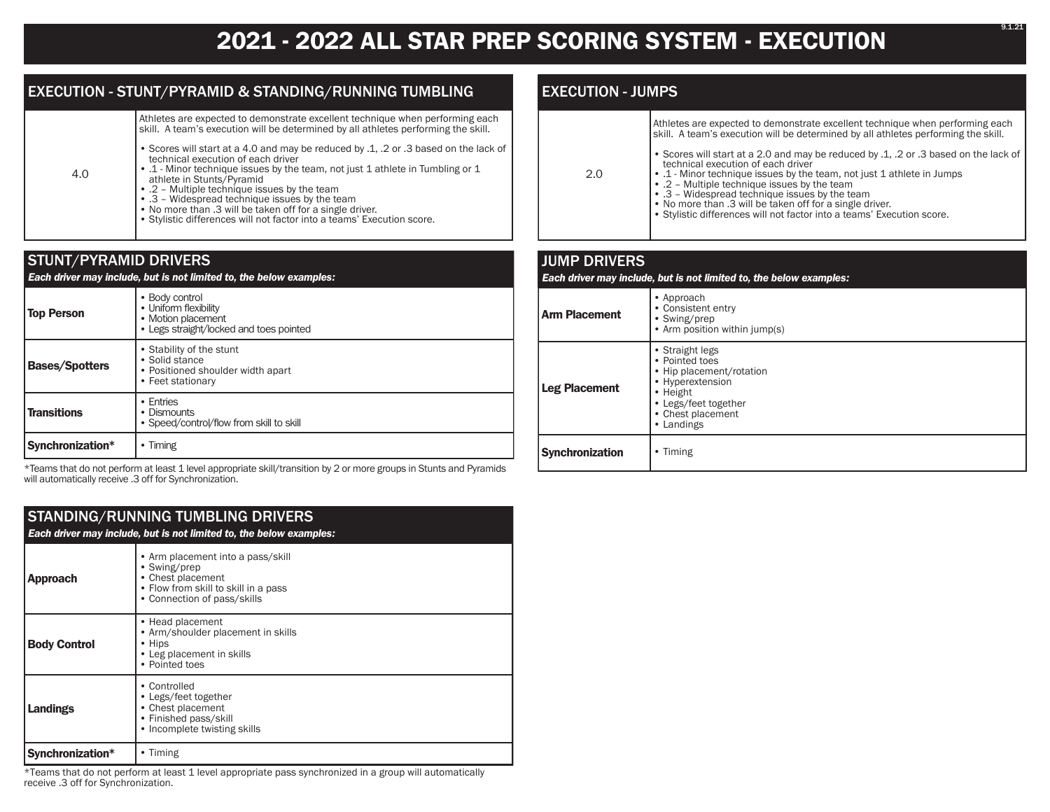# 2021 - 2022 ALL STAR PREP SCORING SYSTEM - EXECUTION

## EXECUTION - STUNT/PYRAMID & STANDING/RUNNING TUMBLING

| | |
|---|---|
| 4.0 | Athletes are expected to demonstrate excellent technique when performing each skill. A team's execution will be determined by all athletes performing the skill.<br><br>• Scores will start at a 4.0 and may be reduced by .1, .2 or .3 based on the lack of technical execution of each driver<br>• .1 - Minor technique issues by the team, not just 1 athlete in Tumbling or 1 athlete in Stunts/Pyramid<br>• .2 – Multiple technique issues by the team<br>• .3 – Widespread technique issues by the team<br>• No more than .3 will be taken off for a single driver.<br>• Stylistic differences will not factor into a teams' Execution score. |

## STUNT/PYRAMID DRIVERS

***Each driver may include, but is not limited to, the below examples:***

| | |
|---|---|
| **Top Person** | • Body control<br>• Uniform flexibility<br>• Motion placement<br>• Legs straight/locked and toes pointed |
| **Bases/Spotters** | • Stability of the stunt<br>• Solid stance<br>• Positioned shoulder width apart<br>• Feet stationary |
| **Transitions** | • Entries<br>• Dismounts<br>• Speed/control/flow from skill to skill |
| **Synchronization*** | • Timing |

*Teams that do not perform at least 1 level appropriate skill/transition by 2 or more groups in Stunts and Pyramids will automatically receive .3 off for Synchronization.

## STANDING/RUNNING TUMBLING DRIVERS

***Each driver may include, but is not limited to, the below examples:***

| | |
|---|---|
| **Approach** | • Arm placement into a pass/skill<br>• Swing/prep<br>• Chest placement<br>• Flow from skill to skill in a pass<br>• Connection of pass/skills |
| **Body Control** | • Head placement<br>• Arm/shoulder placement in skills<br>• Hips<br>• Leg placement in skills<br>• Pointed toes |
| **Landings** | • Controlled<br>• Legs/feet together<br>• Chest placement<br>• Finished pass/skill<br>• Incomplete twisting skills |
| **Synchronization*** | • Timing |

*Teams that do not perform at least 1 level appropriate pass synchronized in a group will automatically receive .3 off for Synchronization.

## EXECUTION - JUMPS

| | |
|---|---|
| 2.0 | Athletes are expected to demonstrate excellent technique when performing each skill. A team's execution will be determined by all athletes performing the skill.<br><br>• Scores will start at a 2.0 and may be reduced by .1, .2 or .3 based on the lack of technical execution of each driver<br>• .1 - Minor technique issues by the team, not just 1 athlete in Jumps<br>• .2 – Multiple technique issues by the team<br>• .3 – Widespread technique issues by the team<br>• No more than .3 will be taken off for a single driver.<br>• Stylistic differences will not factor into a teams' Execution score. |

## JUMP DRIVERS

***Each driver may include, but is not limited to, the below examples:***

| | |
|---|---|
| **Arm Placement** | • Approach<br>• Consistent entry<br>• Swing/prep<br>• Arm position within jump(s) |
| **Leg Placement** | • Straight legs<br>• Pointed toes<br>• Hip placement/rotation<br>• Hyperextension<br>• Height<br>• Legs/feet together<br>• Chest placement<br>• Landings |
| **Synchronization** | • Timing |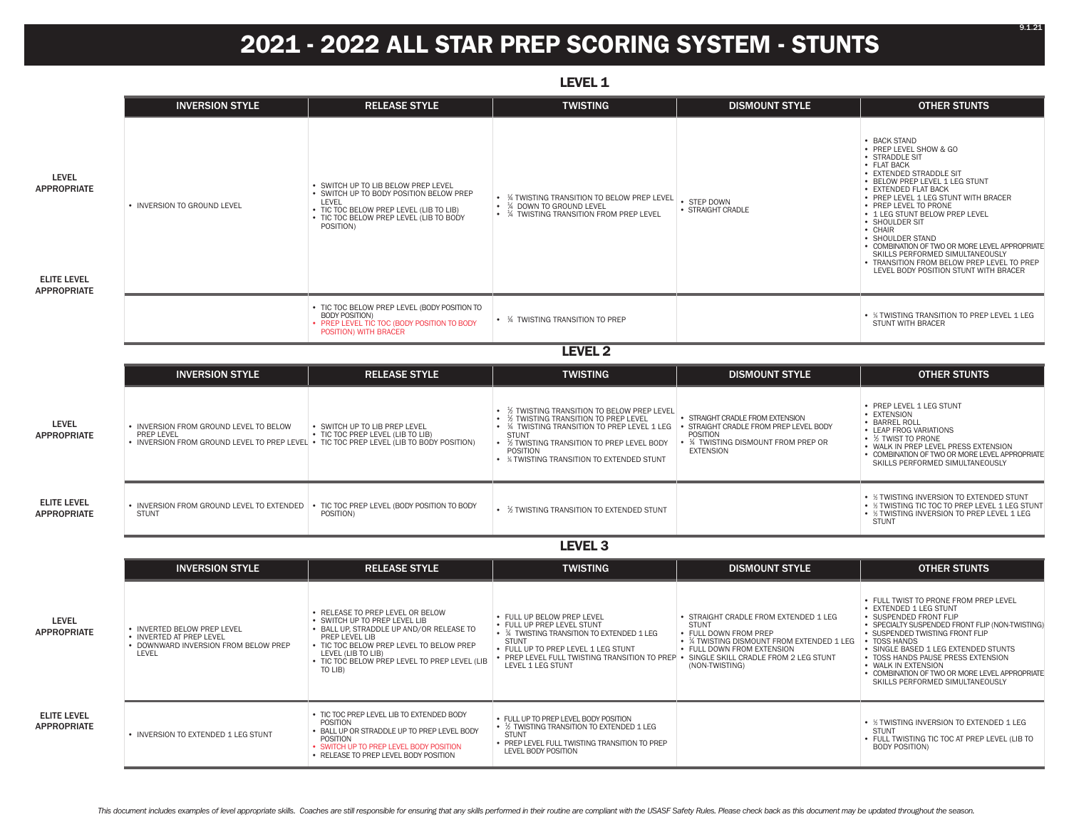# 2021 - 2022 ALL STAR PREP SCORING SYSTEM - STUNTS

## LEVEL 1

| | INVERSION STYLE | RELEASE STYLE | TWISTING | DISMOUNT STYLE | OTHER STUNTS |
|---|---|---|---|---|---|
| LEVEL APPROPRIATE | • INVERSION TO GROUND LEVEL | • SWITCH UP TO LIB BELOW PREP LEVEL<br>• SWITCH UP TO BODY POSITION BELOW PREP LEVEL<br>• TIC TOC BELOW PREP LEVEL (LIB TO LIB)<br>• TIC TOC BELOW PREP LEVEL (LIB TO BODY POSITION) | • ¼ TWISTING TRANSITION TO BELOW PREP LEVEL<br>• ¼ DOWN TO GROUND LEVEL<br>• ¼ TWISTING TRANSITION FROM PREP LEVEL | • STEP DOWN<br>• STRAIGHT CRADLE | • BACK STAND<br>• PREP LEVEL SHOW & GO<br>• STRADDLE SIT<br>• FLAT BACK<br>• EXTENDED STRADDLE SIT<br>• BELOW PREP LEVEL 1 LEG STUNT<br>• EXTENDED FLAT BACK<br>• PREP LEVEL 1 LEG STUNT WITH BRACER<br>• PREP LEVEL TO PRONE<br>• 1 LEG STUNT BELOW PREP LEVEL<br>• SHOULDER SIT<br>• CHAIR<br>• SHOULDER STAND<br>• COMBINATION OF TWO OR MORE LEVEL APPROPRIATE SKILLS PERFORMED SIMULTANEOUSLY<br>• TRANSITION FROM BELOW PREP LEVEL TO PREP LEVEL BODY POSITION STUNT WITH BRACER |
| ELITE LEVEL APPROPRIATE | | • TIC TOC BELOW PREP LEVEL (BODY POSITION TO BODY POSITION)<br>• PREP LEVEL TIC TOC (BODY POSITION TO BODY POSITION) WITH BRACER | • ¼ TWISTING TRANSITION TO PREP | | • ¼ TWISTING TRANSITION TO PREP LEVEL 1 LEG STUNT WITH BRACER |

## LEVEL 2

| | INVERSION STYLE | RELEASE STYLE | TWISTING | DISMOUNT STYLE | OTHER STUNTS |
|---|---|---|---|---|---|
| LEVEL APPROPRIATE | • INVERSION FROM GROUND LEVEL TO BELOW PREP LEVEL<br>• INVERSION FROM GROUND LEVEL TO PREP LEVEL | • SWITCH UP TO LIB PREP LEVEL<br>• TIC TOC PREP LEVEL (LIB TO LIB)<br>• TIC TOC PREP LEVEL (LIB TO BODY POSITION) | • ½ TWISTING TRANSITION TO BELOW PREP LEVEL<br>• ½ TWISTING TRANSITION TO PREP LEVEL<br>• ¼ TWISTING TRANSITION TO PREP LEVEL 1 LEG STUNT<br>• ½ TWISTING TRANSITION TO PREP LEVEL BODY POSITION<br>• ¼ TWISTING TRANSITION TO EXTENDED STUNT | • STRAIGHT CRADLE FROM EXTENSION<br>• STRAIGHT CRADLE FROM PREP LEVEL BODY POSITION<br>• ¾ TWISTING DISMOUNT FROM PREP OR EXTENSION | • PREP LEVEL 1 LEG STUNT<br>• EXTENSION<br>• BARREL ROLL<br>• LEAP FROG VARIATIONS<br>• ½ TWIST TO PRONE<br>• WALK IN PREP LEVEL PRESS EXTENSION<br>• COMBINATION OF TWO OR MORE LEVEL APPROPRIATE SKILLS PERFORMED SIMULTANEOUSLY |
| ELITE LEVEL APPROPRIATE | • INVERSION FROM GROUND LEVEL TO EXTENDED STUNT | • TIC TOC PREP LEVEL (BODY POSITION TO BODY POSITION) | • ½ TWISTING TRANSITION TO EXTENDED STUNT | | • ½ TWISTING INVERSION TO EXTENDED STUNT<br>• ½ TWISTING TIC TOC TO PREP LEVEL 1 LEG STUNT<br>• ½ TWISTING INVERSION TO PREP LEVEL 1 LEG STUNT |

## LEVEL 3

| | INVERSION STYLE | RELEASE STYLE | TWISTING | DISMOUNT STYLE | OTHER STUNTS |
|---|---|---|---|---|---|
| LEVEL APPROPRIATE | • INVERTED BELOW PREP LEVEL<br>• INVERTED AT PREP LEVEL<br>• DOWNWARD INVERSION FROM BELOW PREP LEVEL | • RELEASE TO PREP LEVEL OR BELOW<br>• SWITCH UP TO PREP LEVEL LIB<br>• BALL UP, STRADDLE UP AND/OR RELEASE TO PREP LEVEL LIB<br>• TIC TOC BELOW PREP LEVEL TO BELOW PREP LEVEL (LIB TO LIB)<br>• TIC TOC BELOW PREP LEVEL TO PREP LEVEL (LIB TO LIB) | • FULL UP BELOW PREP LEVEL<br>• FULL UP PREP LEVEL STUNT<br>• ¼ TWISTING TRANSITION TO EXTENDED 1 LEG STUNT<br>• FULL UP TO PREP LEVEL 1 LEG STUNT<br>• PREP LEVEL FULL TWISTING TRANSITION TO PREP LEVEL 1 LEG STUNT | • STRAIGHT CRADLE FROM EXTENDED 1 LEG STUNT<br>• FULL DOWN FROM PREP<br>• ¾ TWISTING DISMOUNT FROM EXTENDED 1 LEG<br>• FULL DOWN FROM EXTENSION<br>• SINGLE SKILL CRADLE FROM 2 LEG STUNT (NON-TWISTING) | • FULL TWIST TO PRONE FROM PREP LEVEL<br>• EXTENDED 1 LEG STUNT<br>• SUSPENDED FRONT FLIP<br>• SPECIALTY SUSPENDED FRONT FLIP (NON-TWISTING)<br>• SUSPENDED TWISTING FRONT FLIP<br>• TOSS HANDS<br>• SINGLE BASED 1 LEG EXTENDED STUNTS<br>• TOSS HANDS PAUSE PRESS EXTENSION<br>• WALK IN EXTENSION<br>• COMBINATION OF TWO OR MORE LEVEL APPROPRIATE SKILLS PERFORMED SIMULTANEOUSLY |
| ELITE LEVEL APPROPRIATE | • INVERSION TO EXTENDED 1 LEG STUNT | • TIC TOC PREP LEVEL LIB TO EXTENDED BODY POSITION<br>• BALL UP OR STRADDLE UP TO PREP LEVEL BODY POSITION<br>• SWITCH UP TO PREP LEVEL BODY POSITION<br>• RELEASE TO PREP LEVEL BODY POSITION | • FULL UP TO PREP LEVEL BODY POSITION<br>• ½ TWISTING TRANSITION TO EXTENDED 1 LEG STUNT<br>• PREP LEVEL FULL TWISTING TRANSITION TO PREP LEVEL BODY POSITION | | • ½ TWISTING INVERSION TO EXTENDED 1 LEG STUNT<br>• FULL TWISTING TIC TOC AT PREP LEVEL (LIB TO BODY POSITION) |

*This document includes examples of level appropriate skills. Coaches are still responsible for ensuring that any skills performed in their routine are compliant with the USASF Safety Rules. Please check back as this document may be updated throughout the season.*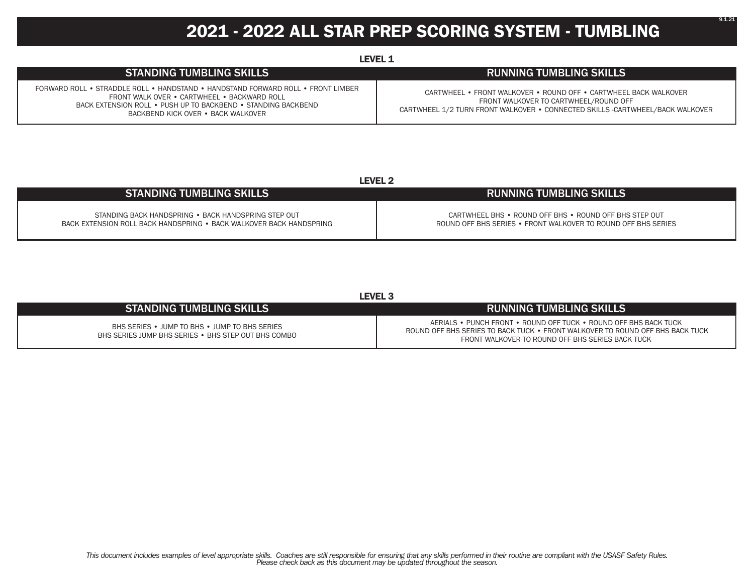# 2021 - 2022 ALL STAR PREP SCORING SYSTEM - TUMBLING

### LEVEL 1

| STANDING TUMBLING SKILLS | RUNNING TUMBLING SKILLS |
|---|---|
| FORWARD ROLL • STRADDLE ROLL • HANDSTAND • HANDSTAND FORWARD ROLL • FRONT LIMBER FRONT WALK OVER • CARTWHEEL • BACKWARD ROLL BACK EXTENSION ROLL • PUSH UP TO BACKBEND • STANDING BACKBEND BACKBEND KICK OVER • BACK WALKOVER | CARTWHEEL • FRONT WALKOVER • ROUND OFF • CARTWHEEL BACK WALKOVER FRONT WALKOVER TO CARTWHEEL/ROUND OFF CARTWHEEL 1/2 TURN FRONT WALKOVER • CONNECTED SKILLS -CARTWHEEL/BACK WALKOVER |

### LEVEL 2

| STANDING TUMBLING SKILLS | RUNNING TUMBLING SKILLS |
|---|---|
| STANDING BACK HANDSPRING • BACK HANDSPRING STEP OUT BACK EXTENSION ROLL BACK HANDSPRING • BACK WALKOVER BACK HANDSPRING | CARTWHEEL BHS • ROUND OFF BHS • ROUND OFF BHS STEP OUT ROUND OFF BHS SERIES • FRONT WALKOVER TO ROUND OFF BHS SERIES |

### LEVEL 3

| STANDING TUMBLING SKILLS | RUNNING TUMBLING SKILLS |
|---|---|
| BHS SERIES • JUMP TO BHS • JUMP TO BHS SERIES BHS SERIES JUMP BHS SERIES • BHS STEP OUT BHS COMBO | AERIALS • PUNCH FRONT • ROUND OFF TUCK • ROUND OFF BHS BACK TUCK ROUND OFF BHS SERIES TO BACK TUCK • FRONT WALKOVER TO ROUND OFF BHS BACK TUCK FRONT WALKOVER TO ROUND OFF BHS SERIES BACK TUCK |

*This document includes examples of level appropriate skills. Coaches are still responsible for ensuring that any skills performed in their routine are compliant with the USASF Safety Rules. Please check back as this document may be updated throughout the season.*